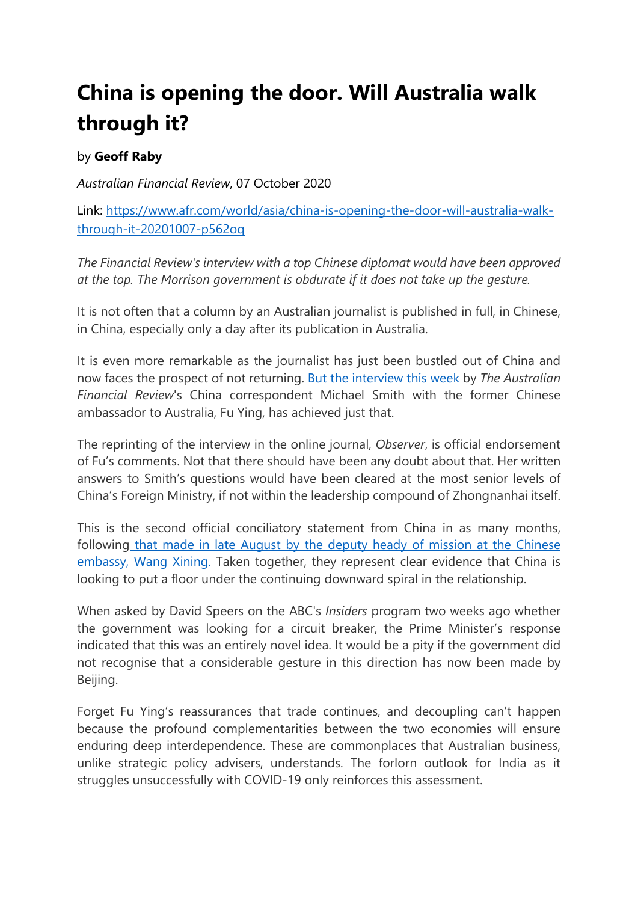# China is opening the door. Will Australia walk through it?

by **Geoff Raby**

*Australian Financial Review*, 07 October 2020

Link: [https://www.afr.com/world/asia/china-is-opening-the-door-will-australia-walk-through-it-20201007-p562oq](https://www.afr.com/world/asia/china-is-opening-the-door-will-australia-walk-through-it-20201007-p562oq)

*The Financial Review's interview with a top Chinese diplomat would have been approved at the top. The Morrison government is obdurate if it does not take up the gesture.*

It is not often that a column by an Australian journalist is published in full, in Chinese, in China, especially only a day after its publication in Australia.

It is even more remarkable as the journalist has just been bustled out of China and now faces the prospect of not returning. But the interview this week by *The Australian Financial Review*'s China correspondent Michael Smith with the former Chinese ambassador to Australia, Fu Ying, has achieved just that.

The reprinting of the interview in the online journal, *Observer*, is official endorsement of Fu's comments. Not that there should have been any doubt about that. Her written answers to Smith's questions would have been cleared at the most senior levels of China's Foreign Ministry, if not within the leadership compound of Zhongnanhai itself.

This is the second official conciliatory statement from China in as many months, following that made in late August by the deputy heady of mission at the Chinese embassy, Wang Xining. Taken together, they represent clear evidence that China is looking to put a floor under the continuing downward spiral in the relationship.

When asked by David Speers on the ABC's *Insiders* program two weeks ago whether the government was looking for a circuit breaker, the Prime Minister's response indicated that this was an entirely novel idea. It would be a pity if the government did not recognise that a considerable gesture in this direction has now been made by Beijing.

Forget Fu Ying's reassurances that trade continues, and decoupling can't happen because the profound complementarities between the two economies will ensure enduring deep interdependence. These are commonplaces that Australian business, unlike strategic policy advisers, understands. The forlorn outlook for India as it struggles unsuccessfully with COVID-19 only reinforces this assessment.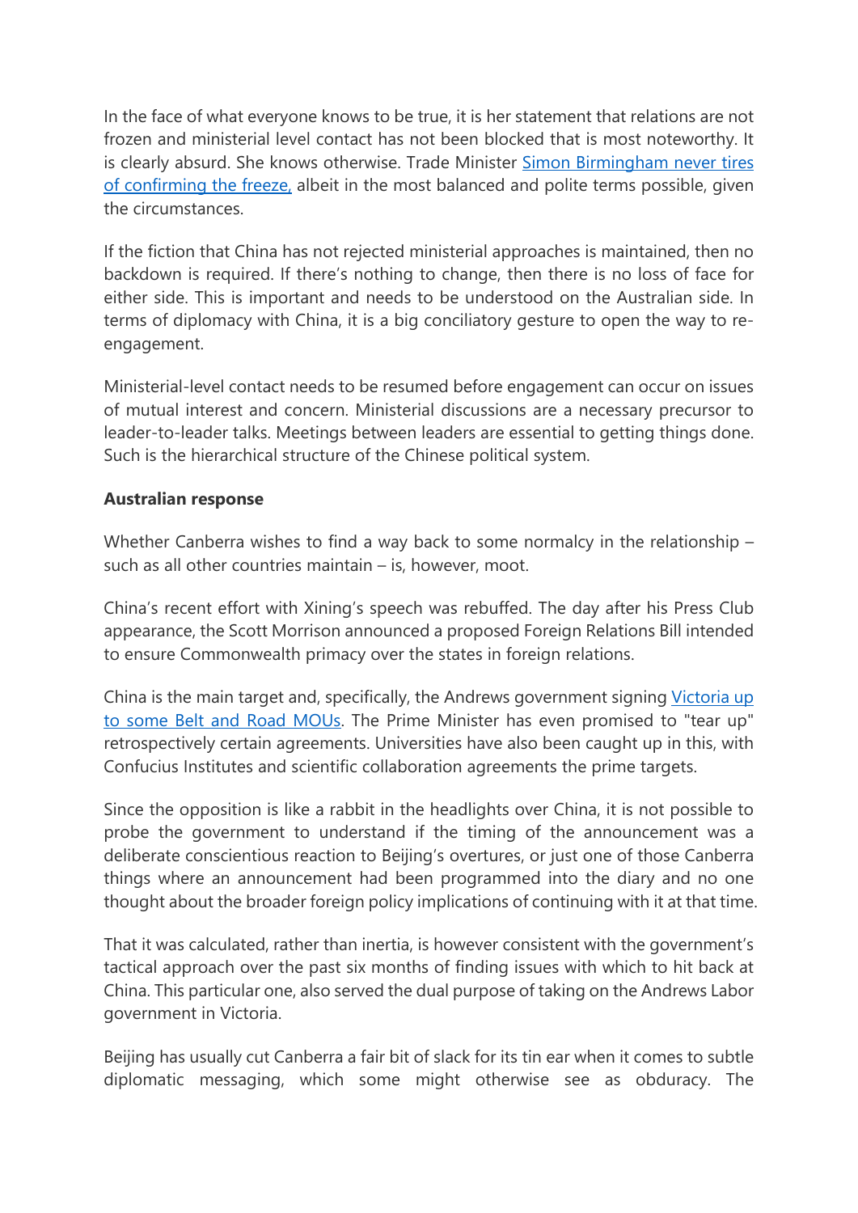In the face of what everyone knows to be true, it is her statement that relations are not frozen and ministerial level contact has not been blocked that is most noteworthy. It is clearly absurd. She knows otherwise. Trade Minister Simon Birmingham never tires of confirming the freeze, albeit in the most balanced and polite terms possible, given the circumstances.

If the fiction that China has not rejected ministerial approaches is maintained, then no backdown is required. If there's nothing to change, then there is no loss of face for either side. This is important and needs to be understood on the Australian side. In terms of diplomacy with China, it is a big conciliatory gesture to open the way to re-engagement.

Ministerial-level contact needs to be resumed before engagement can occur on issues of mutual interest and concern. Ministerial discussions are a necessary precursor to leader-to-leader talks. Meetings between leaders are essential to getting things done. Such is the hierarchical structure of the Chinese political system.

**Australian response**

Whether Canberra wishes to find a way back to some normalcy in the relationship – such as all other countries maintain – is, however, moot.

China's recent effort with Xining's speech was rebuffed. The day after his Press Club appearance, the Scott Morrison announced a proposed Foreign Relations Bill intended to ensure Commonwealth primacy over the states in foreign relations.

China is the main target and, specifically, the Andrews government signing Victoria up to some Belt and Road MOUs. The Prime Minister has even promised to "tear up" retrospectively certain agreements. Universities have also been caught up in this, with Confucius Institutes and scientific collaboration agreements the prime targets.

Since the opposition is like a rabbit in the headlights over China, it is not possible to probe the government to understand if the timing of the announcement was a deliberate conscientious reaction to Beijing's overtures, or just one of those Canberra things where an announcement had been programmed into the diary and no one thought about the broader foreign policy implications of continuing with it at that time.

That it was calculated, rather than inertia, is however consistent with the government's tactical approach over the past six months of finding issues with which to hit back at China. This particular one, also served the dual purpose of taking on the Andrews Labor government in Victoria.

Beijing has usually cut Canberra a fair bit of slack for its tin ear when it comes to subtle diplomatic messaging, which some might otherwise see as obduracy. The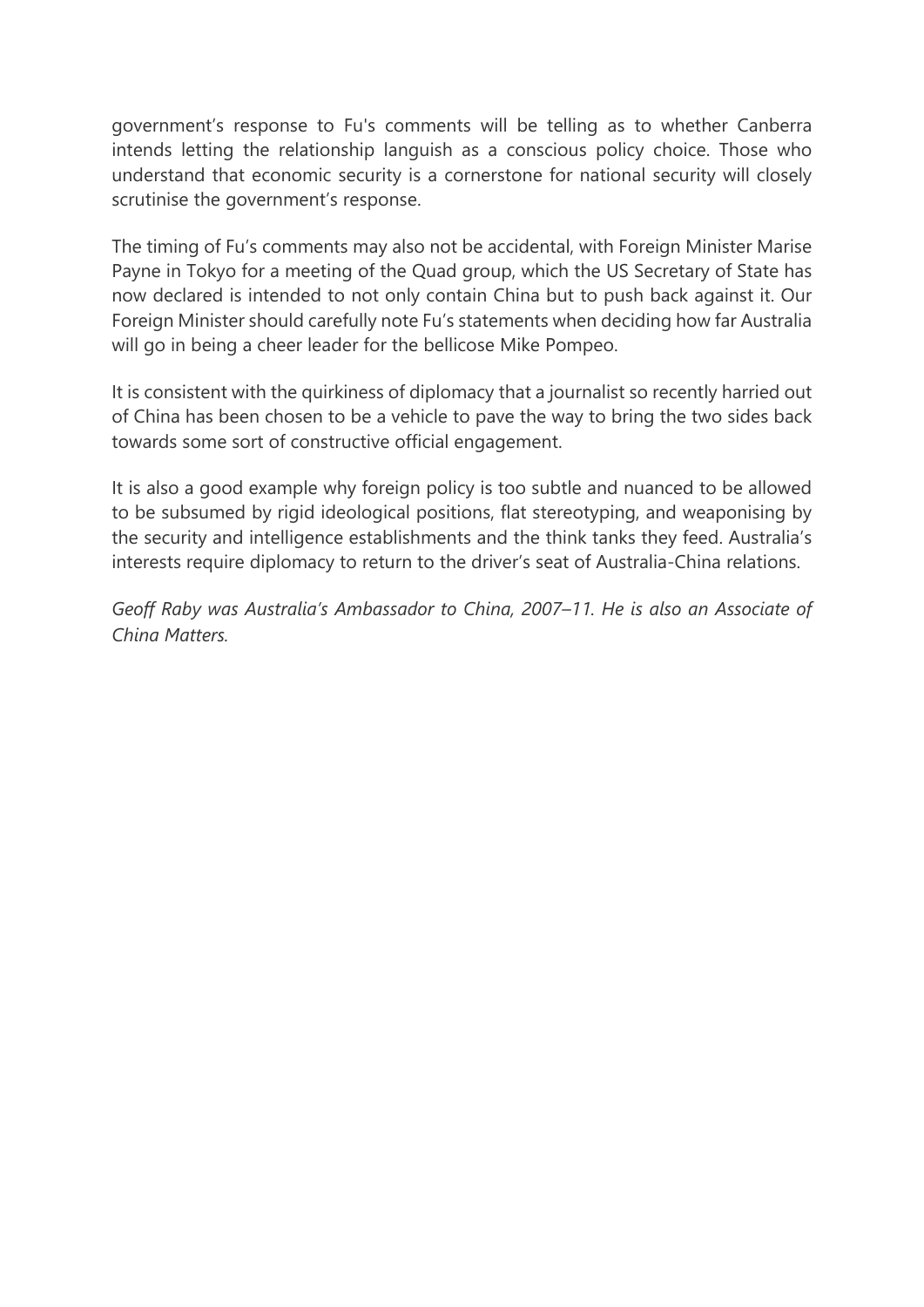government's response to Fu's comments will be telling as to whether Canberra intends letting the relationship languish as a conscious policy choice. Those who understand that economic security is a cornerstone for national security will closely scrutinise the government's response.

The timing of Fu's comments may also not be accidental, with Foreign Minister Marise Payne in Tokyo for a meeting of the Quad group, which the US Secretary of State has now declared is intended to not only contain China but to push back against it. Our Foreign Minister should carefully note Fu's statements when deciding how far Australia will go in being a cheer leader for the bellicose Mike Pompeo.

It is consistent with the quirkiness of diplomacy that a journalist so recently harried out of China has been chosen to be a vehicle to pave the way to bring the two sides back towards some sort of constructive official engagement.

It is also a good example why foreign policy is too subtle and nuanced to be allowed to be subsumed by rigid ideological positions, flat stereotyping, and weaponising by the security and intelligence establishments and the think tanks they feed. Australia's interests require diplomacy to return to the driver's seat of Australia-China relations.

*Geoff Raby was Australia's Ambassador to China, 2007–11. He is also an Associate of China Matters.*